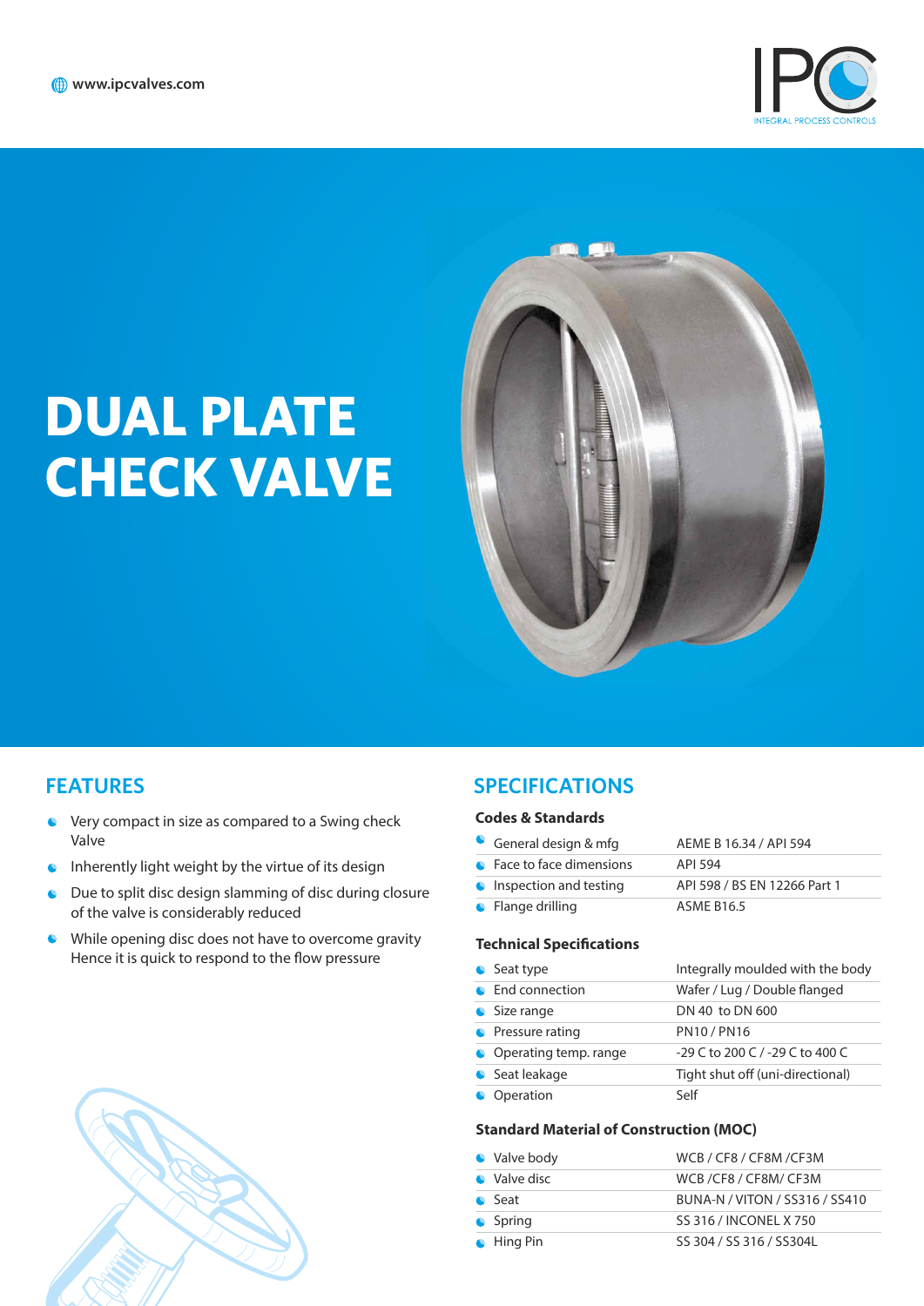www.ipcvalves.com

# DUAL PLATE CHECK VALVE

## FEATURES

- Very compact in size as compared to a Swing check Valve
- Inherently light weight by the virtue of its design
- Due to split disc design slamming of disc during closure of the valve is considerably reduced
- While opening disc does not have to overcome gravity Hence it is quick to respond to the flow pressure

## SPECIFICATIONS

### Codes & Standards

| | |
|---|---|
| General design & mfg | AEME B 16.34 / API 594 |
| Face to face dimensions | API 594 |
| Inspection and testing | API 598 / BS EN 12266 Part 1 |
| Flange drilling | ASME B16.5 |

### Technical Specifications

| | |
|---|---|
| Seat type | Integrally moulded with the body |
| End connection | Wafer / Lug / Double flanged |
| Size range | DN 40 to DN 600 |
| Pressure rating | PN10 / PN16 |
| Operating temp. range | -29 C to 200 C / -29 C to 400 C |
| Seat leakage | Tight shut off (uni-directional) |
| Operation | Self |

### Standard Material of Construction (MOC)

| | |
|---|---|
| Valve body | WCB / CF8 / CF8M /CF3M |
| Valve disc | WCB /CF8 / CF8M/ CF3M |
| Seat | BUNA-N / VITON / SS316 / SS410 |
| Spring | SS 316 / INCONEL X 750 |
| Hing Pin | SS 304 / SS 316 / SS304L |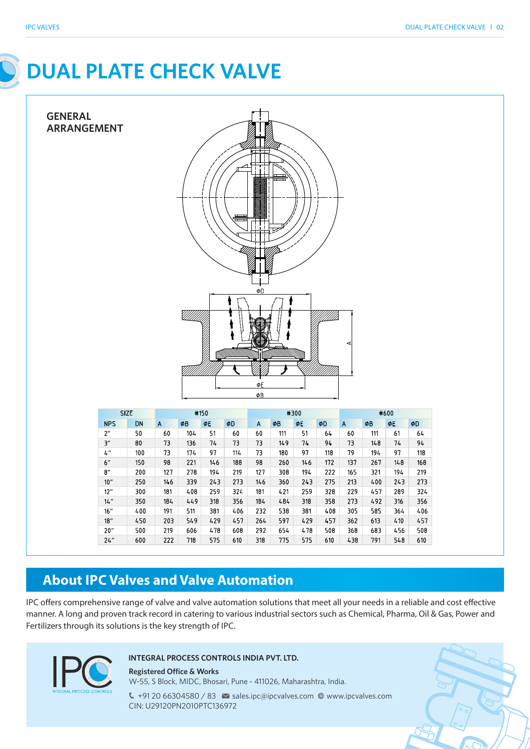# DUAL PLATE CHECK VALVE

## GENERAL ARRANGEMENT

øD

A

øE

øB

| SIZE | | #150 | | | | #300 | | | | #600 | | | |
|---|---|---|---|---|---|---|---|---|---|---|---|---|---|
| NPS | DN | A | øB | øE | øD | A | øB | øE | øD | A | øB | øE | øD |
| 2" | 50 | 60 | 104 | 51 | 60 | 60 | 111 | 51 | 64 | 60 | 111 | 61 | 64 |
| 3" | 80 | 73 | 136 | 74 | 73 | 73 | 149 | 74 | 94 | 73 | 148 | 74 | 94 |
| 4" | 100 | 73 | 174 | 97 | 114 | 73 | 180 | 97 | 118 | 79 | 194 | 97 | 118 |
| 6" | 150 | 98 | 221 | 146 | 188 | 98 | 260 | 146 | 172 | 137 | 267 | 148 | 168 |
| 8" | 200 | 127 | 278 | 194 | 219 | 127 | 308 | 194 | 222 | 165 | 321 | 194 | 219 |
| 10" | 250 | 146 | 339 | 243 | 273 | 146 | 360 | 243 | 275 | 213 | 400 | 243 | 273 |
| 12" | 300 | 181 | 408 | 259 | 324 | 181 | 421 | 259 | 328 | 229 | 457 | 289 | 324 |
| 14" | 350 | 184 | 449 | 318 | 356 | 184 | 484 | 318 | 358 | 273 | 492 | 316 | 356 |
| 16" | 400 | 191 | 511 | 381 | 406 | 232 | 538 | 381 | 408 | 305 | 585 | 364 | 406 |
| 18" | 450 | 203 | 549 | 429 | 457 | 264 | 597 | 429 | 457 | 362 | 613 | 410 | 457 |
| 20" | 500 | 219 | 606 | 478 | 608 | 292 | 654 | 478 | 508 | 368 | 683 | 456 | 508 |
| 24" | 600 | 222 | 718 | 575 | 610 | 318 | 775 | 575 | 610 | 438 | 791 | 548 | 610 |

## About IPC Valves and Valve Automation

IPC offers comprehensive range of valve and valve automation solutions that meet all your needs in a reliable and cost effective manner. A long and proven track record in catering to various industrial sectors such as Chemical, Pharma, Oil & Gas, Power and Fertilizers through its solutions is the key strength of IPC.

INTEGRAL PROCESS CONTROLS

**INTEGRAL PROCESS CONTROLS INDIA PVT. LTD.**

**Registered Office & Works**

W-55, S Block, MIDC, Bhosari, Pune - 411026, Maharashtra, India.

+91 20 66304580 / 83 sales.ipc@ipcvalves.com www.ipcvalves.com

CIN: U29120PN2010PTC136972